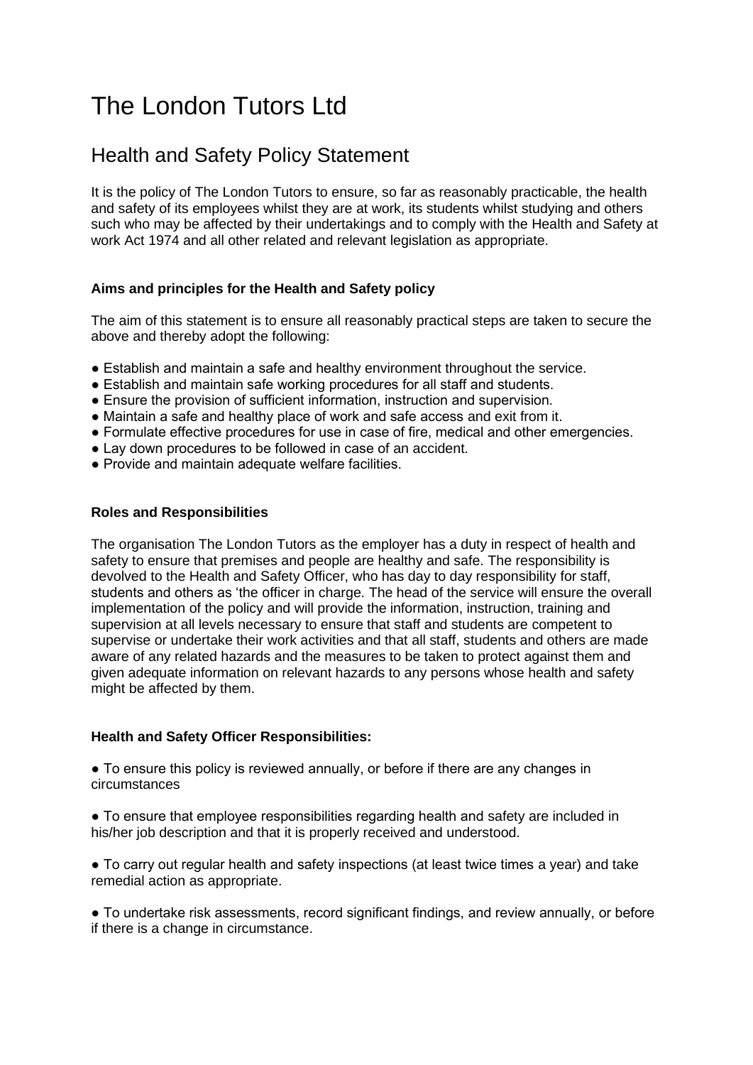# The London Tutors Ltd

## Health and Safety Policy Statement

It is the policy of The London Tutors to ensure, so far as reasonably practicable, the health and safety of its employees whilst they are at work, its students whilst studying and others such who may be affected by their undertakings and to comply with the Health and Safety at work Act 1974 and all other related and relevant legislation as appropriate.

**Aims and principles for the Health and Safety policy**

The aim of this statement is to ensure all reasonably practical steps are taken to secure the above and thereby adopt the following:

- Establish and maintain a safe and healthy environment throughout the service.
- Establish and maintain safe working procedures for all staff and students.
- Ensure the provision of sufficient information, instruction and supervision.
- Maintain a safe and healthy place of work and safe access and exit from it.
- Formulate effective procedures for use in case of fire, medical and other emergencies.
- Lay down procedures to be followed in case of an accident.
- Provide and maintain adequate welfare facilities.

**Roles and Responsibilities**

The organisation The London Tutors as the employer has a duty in respect of health and safety to ensure that premises and people are healthy and safe. The responsibility is devolved to the Health and Safety Officer, who has day to day responsibility for staff, students and others as 'the officer in charge. The head of the service will ensure the overall implementation of the policy and will provide the information, instruction, training and supervision at all levels necessary to ensure that staff and students are competent to supervise or undertake their work activities and that all staff, students and others are made aware of any related hazards and the measures to be taken to protect against them and given adequate information on relevant hazards to any persons whose health and safety might be affected by them.

**Health and Safety Officer Responsibilities:**

- To ensure this policy is reviewed annually, or before if there are any changes in circumstances

- To ensure that employee responsibilities regarding health and safety are included in his/her job description and that it is properly received and understood.

- To carry out regular health and safety inspections (at least twice times a year) and take remedial action as appropriate.

- To undertake risk assessments, record significant findings, and review annually, or before if there is a change in circumstance.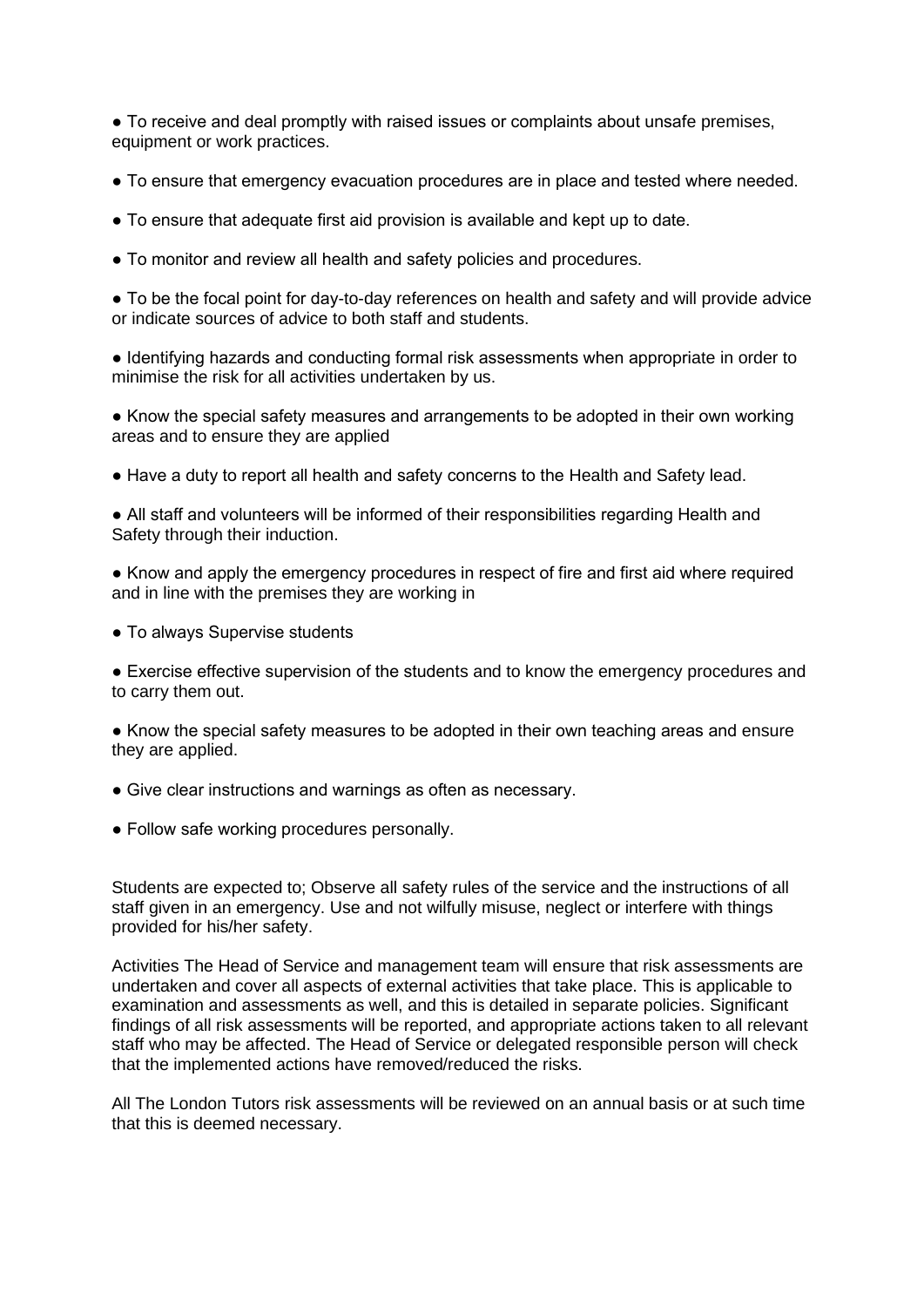- To receive and deal promptly with raised issues or complaints about unsafe premises, equipment or work practices.
- To ensure that emergency evacuation procedures are in place and tested where needed.
- To ensure that adequate first aid provision is available and kept up to date.
- To monitor and review all health and safety policies and procedures.
- To be the focal point for day-to-day references on health and safety and will provide advice or indicate sources of advice to both staff and students.
- Identifying hazards and conducting formal risk assessments when appropriate in order to minimise the risk for all activities undertaken by us.
- Know the special safety measures and arrangements to be adopted in their own working areas and to ensure they are applied
- Have a duty to report all health and safety concerns to the Health and Safety lead.
- All staff and volunteers will be informed of their responsibilities regarding Health and Safety through their induction.
- Know and apply the emergency procedures in respect of fire and first aid where required and in line with the premises they are working in
- To always Supervise students
- Exercise effective supervision of the students and to know the emergency procedures and to carry them out.
- Know the special safety measures to be adopted in their own teaching areas and ensure they are applied.
- Give clear instructions and warnings as often as necessary.
- Follow safe working procedures personally.

Students are expected to; Observe all safety rules of the service and the instructions of all staff given in an emergency. Use and not wilfully misuse, neglect or interfere with things provided for his/her safety.

Activities The Head of Service and management team will ensure that risk assessments are undertaken and cover all aspects of external activities that take place. This is applicable to examination and assessments as well, and this is detailed in separate policies. Significant findings of all risk assessments will be reported, and appropriate actions taken to all relevant staff who may be affected. The Head of Service or delegated responsible person will check that the implemented actions have removed/reduced the risks.

All The London Tutors risk assessments will be reviewed on an annual basis or at such time that this is deemed necessary.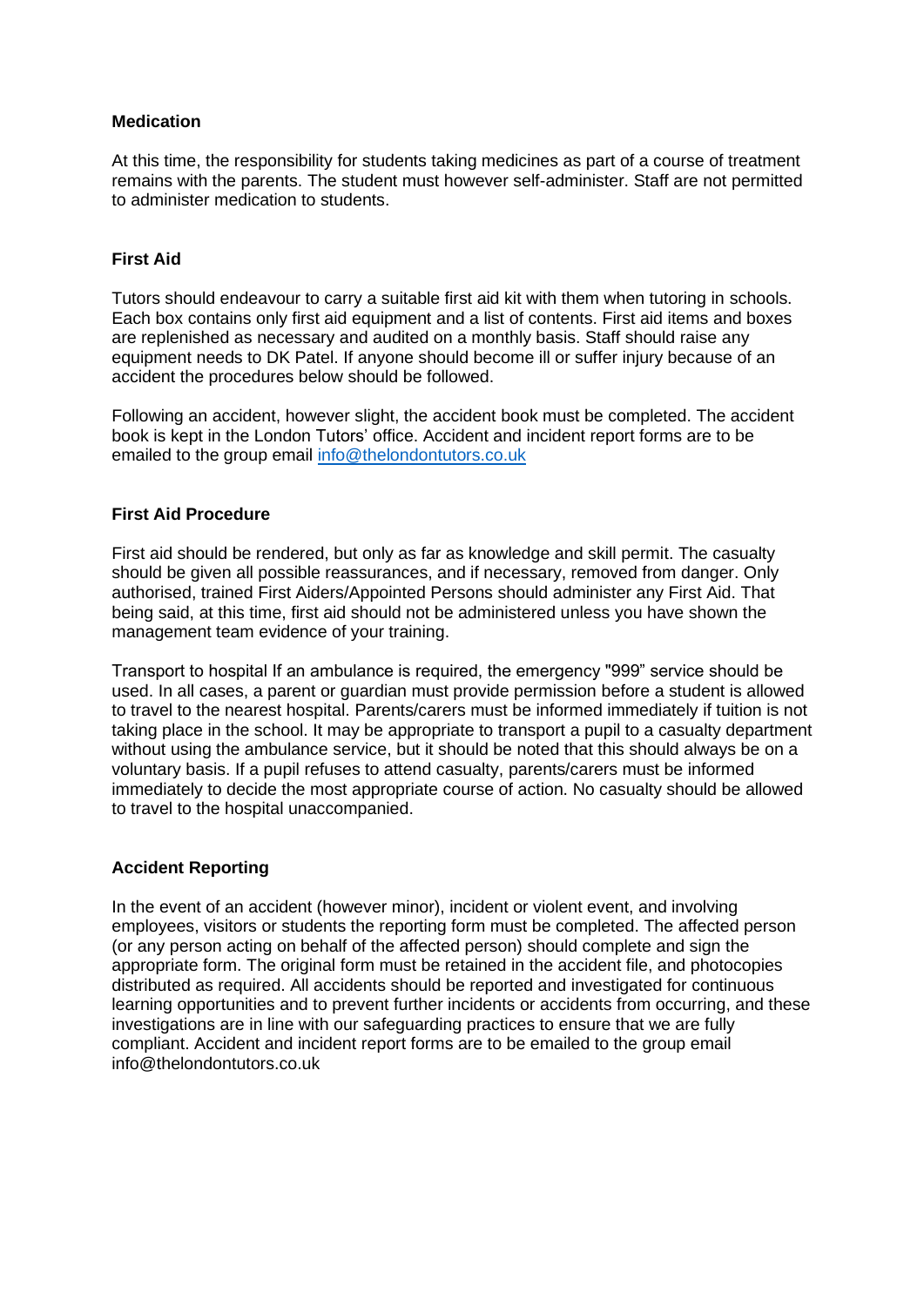**Medication**

At this time, the responsibility for students taking medicines as part of a course of treatment remains with the parents. The student must however self-administer. Staff are not permitted to administer medication to students.

**First Aid**

Tutors should endeavour to carry a suitable first aid kit with them when tutoring in schools. Each box contains only first aid equipment and a list of contents. First aid items and boxes are replenished as necessary and audited on a monthly basis. Staff should raise any equipment needs to DK Patel. If anyone should become ill or suffer injury because of an accident the procedures below should be followed.

Following an accident, however slight, the accident book must be completed. The accident book is kept in the London Tutors' office. Accident and incident report forms are to be emailed to the group email info@thelondontutors.co.uk

**First Aid Procedure**

First aid should be rendered, but only as far as knowledge and skill permit. The casualty should be given all possible reassurances, and if necessary, removed from danger. Only authorised, trained First Aiders/Appointed Persons should administer any First Aid. That being said, at this time, first aid should not be administered unless you have shown the management team evidence of your training.

Transport to hospital If an ambulance is required, the emergency "999" service should be used. In all cases, a parent or guardian must provide permission before a student is allowed to travel to the nearest hospital. Parents/carers must be informed immediately if tuition is not taking place in the school. It may be appropriate to transport a pupil to a casualty department without using the ambulance service, but it should be noted that this should always be on a voluntary basis. If a pupil refuses to attend casualty, parents/carers must be informed immediately to decide the most appropriate course of action. No casualty should be allowed to travel to the hospital unaccompanied.

**Accident Reporting**

In the event of an accident (however minor), incident or violent event, and involving employees, visitors or students the reporting form must be completed. The affected person (or any person acting on behalf of the affected person) should complete and sign the appropriate form. The original form must be retained in the accident file, and photocopies distributed as required. All accidents should be reported and investigated for continuous learning opportunities and to prevent further incidents or accidents from occurring, and these investigations are in line with our safeguarding practices to ensure that we are fully compliant. Accident and incident report forms are to be emailed to the group email info@thelondontutors.co.uk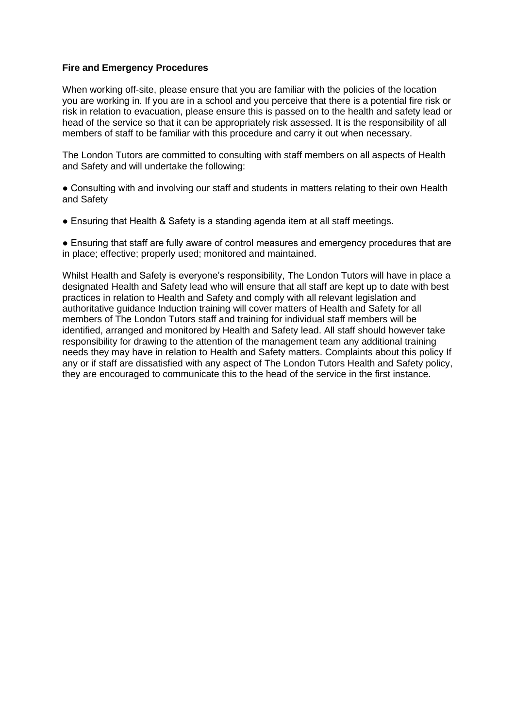**Fire and Emergency Procedures**

When working off-site, please ensure that you are familiar with the policies of the location you are working in. If you are in a school and you perceive that there is a potential fire risk or risk in relation to evacuation, please ensure this is passed on to the health and safety lead or head of the service so that it can be appropriately risk assessed. It is the responsibility of all members of staff to be familiar with this procedure and carry it out when necessary.

The London Tutors are committed to consulting with staff members on all aspects of Health and Safety and will undertake the following:

● Consulting with and involving our staff and students in matters relating to their own Health and Safety

● Ensuring that Health & Safety is a standing agenda item at all staff meetings.

● Ensuring that staff are fully aware of control measures and emergency procedures that are in place; effective; properly used; monitored and maintained.

Whilst Health and Safety is everyone's responsibility, The London Tutors will have in place a designated Health and Safety lead who will ensure that all staff are kept up to date with best practices in relation to Health and Safety and comply with all relevant legislation and authoritative guidance Induction training will cover matters of Health and Safety for all members of The London Tutors staff and training for individual staff members will be identified, arranged and monitored by Health and Safety lead. All staff should however take responsibility for drawing to the attention of the management team any additional training needs they may have in relation to Health and Safety matters. Complaints about this policy If any or if staff are dissatisfied with any aspect of The London Tutors Health and Safety policy, they are encouraged to communicate this to the head of the service in the first instance.